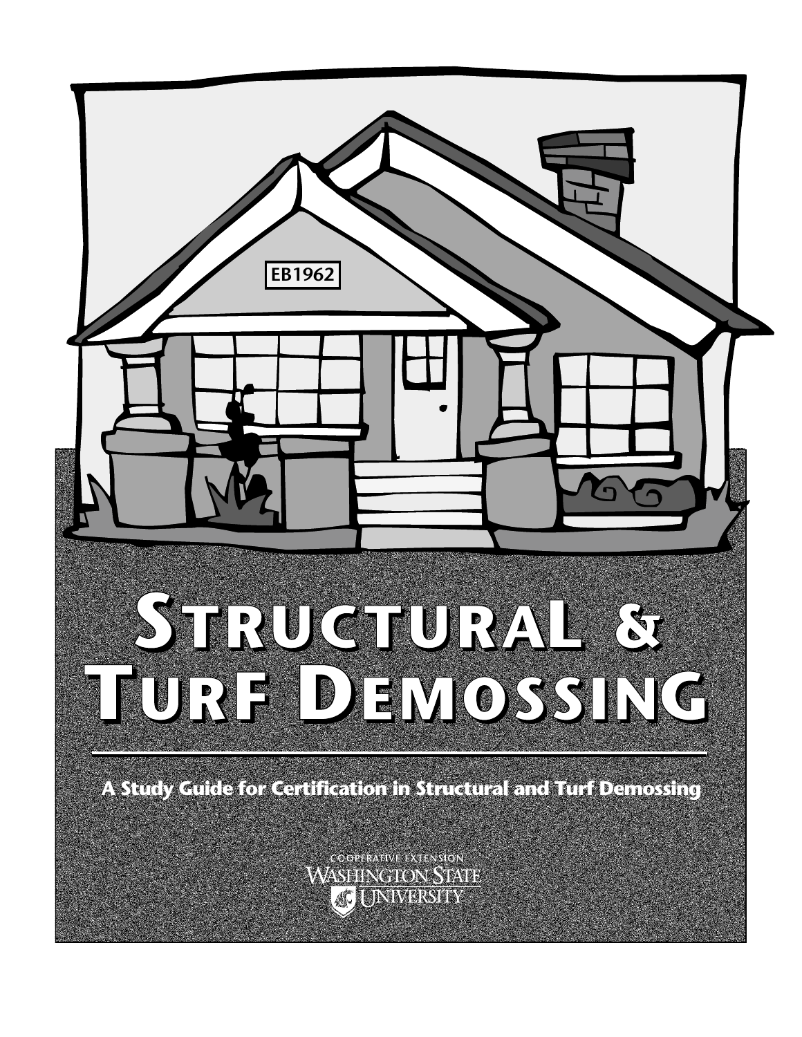EB1962

# Structural & Turf Demossing

## A Study Guide for Certification in Structural and Turf Demossing

COOPERATIVE EXTENSION
WASHINGTON STATE UNIVERSITY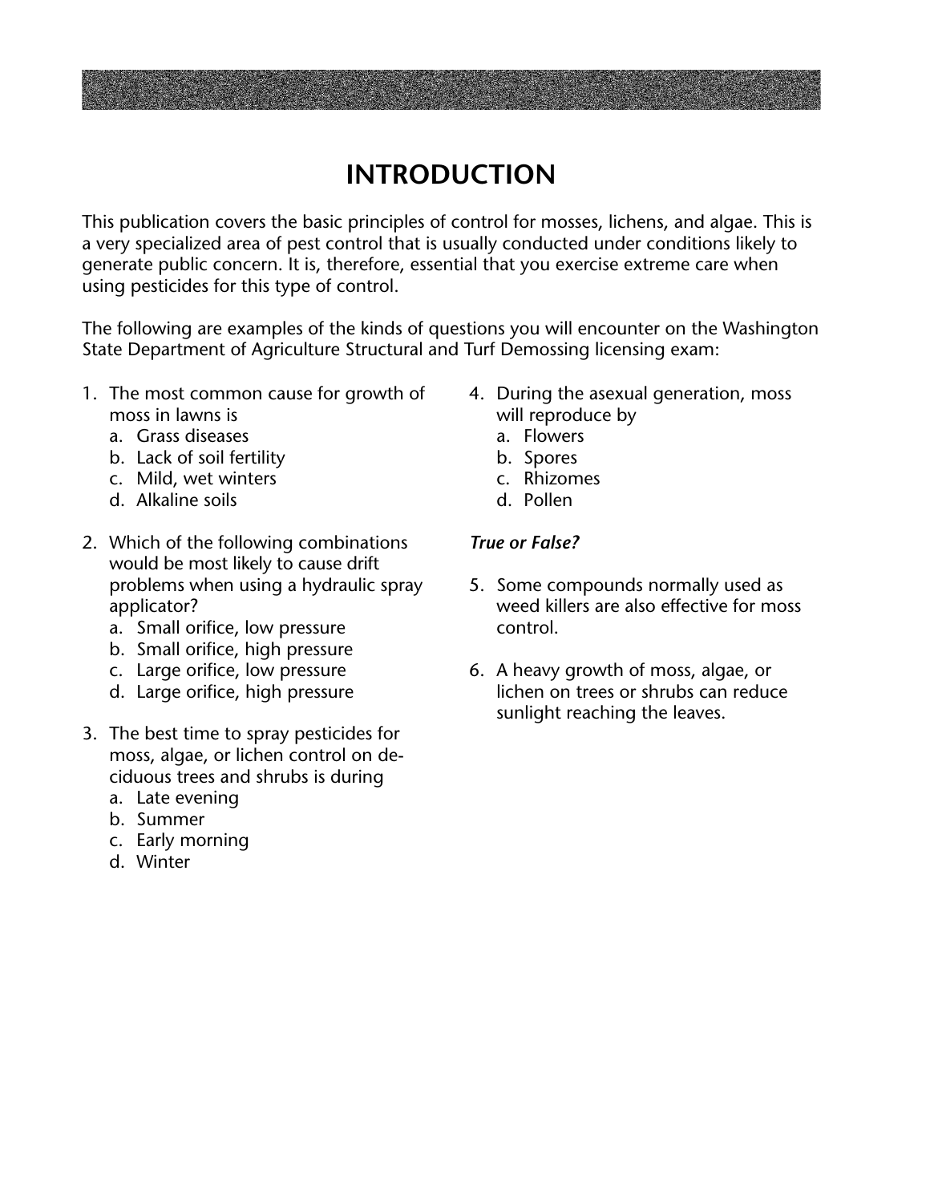# INTRODUCTION

This publication covers the basic principles of control for mosses, lichens, and algae. This is a very specialized area of pest control that is usually conducted under conditions likely to generate public concern. It is, therefore, essential that you exercise extreme care when using pesticides for this type of control.

The following are examples of the kinds of questions you will encounter on the Washington State Department of Agriculture Structural and Turf Demossing licensing exam:

1. The most common cause for growth of moss in lawns is
   a. Grass diseases
   b. Lack of soil fertility
   c. Mild, wet winters
   d. Alkaline soils

2. Which of the following combinations would be most likely to cause drift problems when using a hydraulic spray applicator?
   a. Small orifice, low pressure
   b. Small orifice, high pressure
   c. Large orifice, low pressure
   d. Large orifice, high pressure

3. The best time to spray pesticides for moss, algae, or lichen control on deciduous trees and shrubs is during
   a. Late evening
   b. Summer
   c. Early morning
   d. Winter

4. During the asexual generation, moss will reproduce by
   a. Flowers
   b. Spores
   c. Rhizomes
   d. Pollen

***True or False?***

5. Some compounds normally used as weed killers are also effective for moss control.

6. A heavy growth of moss, algae, or lichen on trees or shrubs can reduce sunlight reaching the leaves.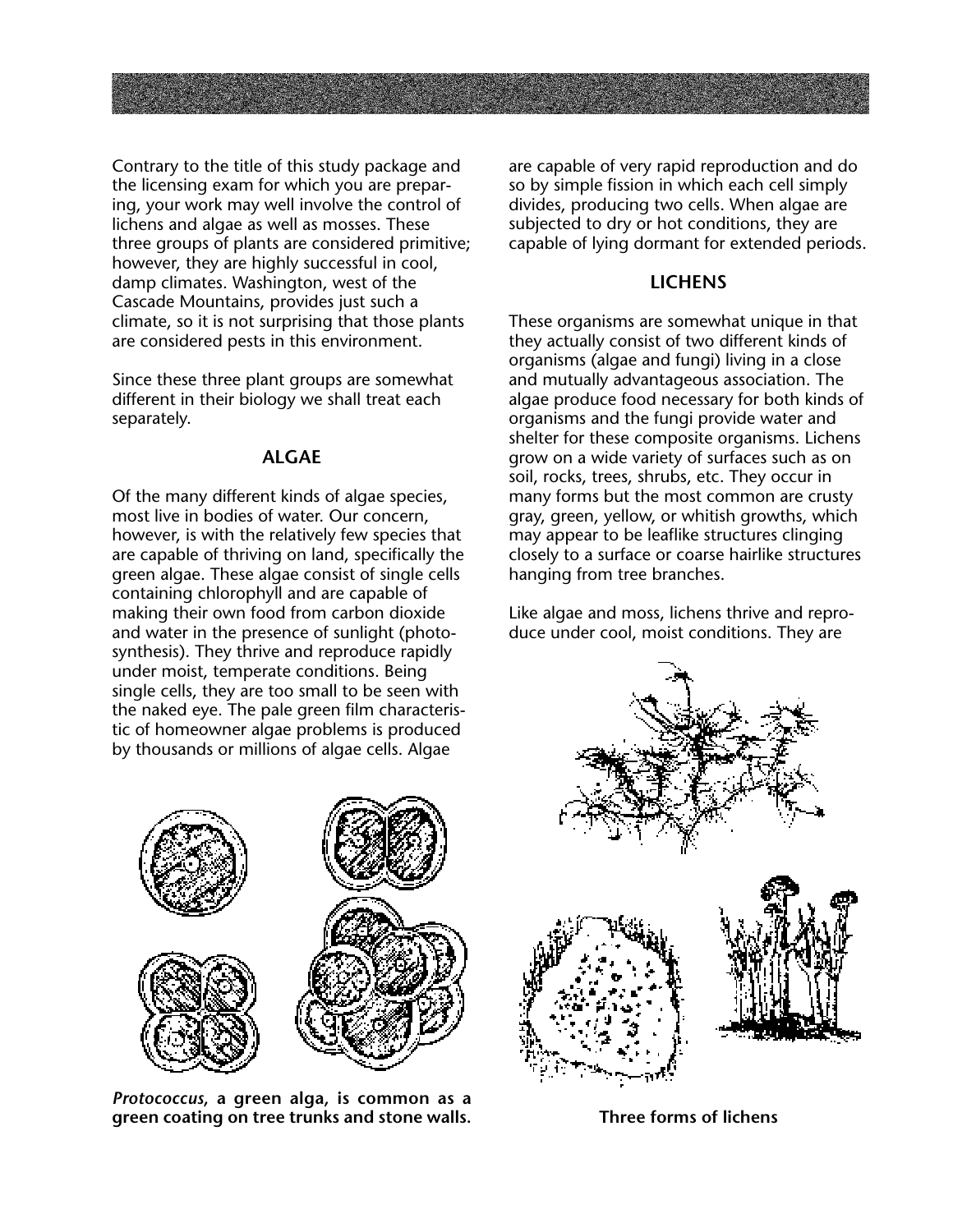Contrary to the title of this study package and the licensing exam for which you are preparing, your work may well involve the control of lichens and algae as well as mosses. These three groups of plants are considered primitive; however, they are highly successful in cool, damp climates. Washington, west of the Cascade Mountains, provides just such a climate, so it is not surprising that those plants are considered pests in this environment.

Since these three plant groups are somewhat different in their biology we shall treat each separately.

## ALGAE

Of the many different kinds of algae species, most live in bodies of water. Our concern, however, is with the relatively few species that are capable of thriving on land, specifically the green algae. These algae consist of single cells containing chlorophyll and are capable of making their own food from carbon dioxide and water in the presence of sunlight (photosynthesis). They thrive and reproduce rapidly under moist, temperate conditions. Being single cells, they are too small to be seen with the naked eye. The pale green film characteristic of homeowner algae problems is produced by thousands or millions of algae cells. Algae are capable of very rapid reproduction and do so by simple fission in which each cell simply divides, producing two cells. When algae are subjected to dry or hot conditions, they are capable of lying dormant for extended periods.

***Protococcus*, a green alga, is common as a green coating on tree trunks and stone walls.**

## LICHENS

These organisms are somewhat unique in that they actually consist of two different kinds of organisms (algae and fungi) living in a close and mutually advantageous association. The algae produce food necessary for both kinds of organisms and the fungi provide water and shelter for these composite organisms. Lichens grow on a wide variety of surfaces such as on soil, rocks, trees, shrubs, etc. They occur in many forms but the most common are crusty gray, green, yellow, or whitish growths, which may appear to be leaflike structures clinging closely to a surface or coarse hairlike structures hanging from tree branches.

Like algae and moss, lichens thrive and reproduce under cool, moist conditions. They are

**Three forms of lichens**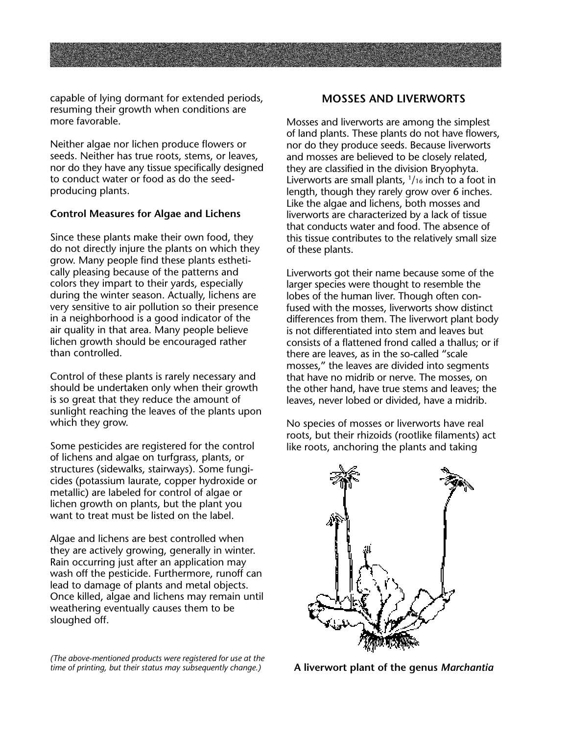capable of lying dormant for extended periods, resuming their growth when conditions are more favorable.

Neither algae nor lichen produce flowers or seeds. Neither has true roots, stems, or leaves, nor do they have any tissue specifically designed to conduct water or food as do the seed-producing plants.

**Control Measures for Algae and Lichens**

Since these plants make their own food, they do not directly injure the plants on which they grow. Many people find these plants esthetically pleasing because of the patterns and colors they impart to their yards, especially during the winter season. Actually, lichens are very sensitive to air pollution so their presence in a neighborhood is a good indicator of the air quality in that area. Many people believe lichen growth should be encouraged rather than controlled.

Control of these plants is rarely necessary and should be undertaken only when their growth is so great that they reduce the amount of sunlight reaching the leaves of the plants upon which they grow.

Some pesticides are registered for the control of lichens and algae on turfgrass, plants, or structures (sidewalks, stairways). Some fungicides (potassium laurate, copper hydroxide or metallic) are labeled for control of algae or lichen growth on plants, but the plant you want to treat must be listed on the label.

Algae and lichens are best controlled when they are actively growing, generally in winter. Rain occurring just after an application may wash off the pesticide. Furthermore, runoff can lead to damage of plants and metal objects. Once killed, algae and lichens may remain until weathering eventually causes them to be sloughed off.

*(The above-mentioned products were registered for use at the time of printing, but their status may subsequently change.)*

## MOSSES AND LIVERWORTS

Mosses and liverworts are among the simplest of land plants. These plants do not have flowers, nor do they produce seeds. Because liverworts and mosses are believed to be closely related, they are classified in the division Bryophyta. Liverworts are small plants, 1/16 inch to a foot in length, though they rarely grow over 6 inches. Like the algae and lichens, both mosses and liverworts are characterized by a lack of tissue that conducts water and food. The absence of this tissue contributes to the relatively small size of these plants.

Liverworts got their name because some of the larger species were thought to resemble the lobes of the human liver. Though often confused with the mosses, liverworts show distinct differences from them. The liverwort plant body is not differentiated into stem and leaves but consists of a flattened frond called a thallus; or if there are leaves, as in the so-called "scale mosses," the leaves are divided into segments that have no midrib or nerve. The mosses, on the other hand, have true stems and leaves; the leaves, never lobed or divided, have a midrib.

No species of mosses or liverworts have real roots, but their rhizoids (rootlike filaments) act like roots, anchoring the plants and taking

**A liverwort plant of the genus *Marchantia***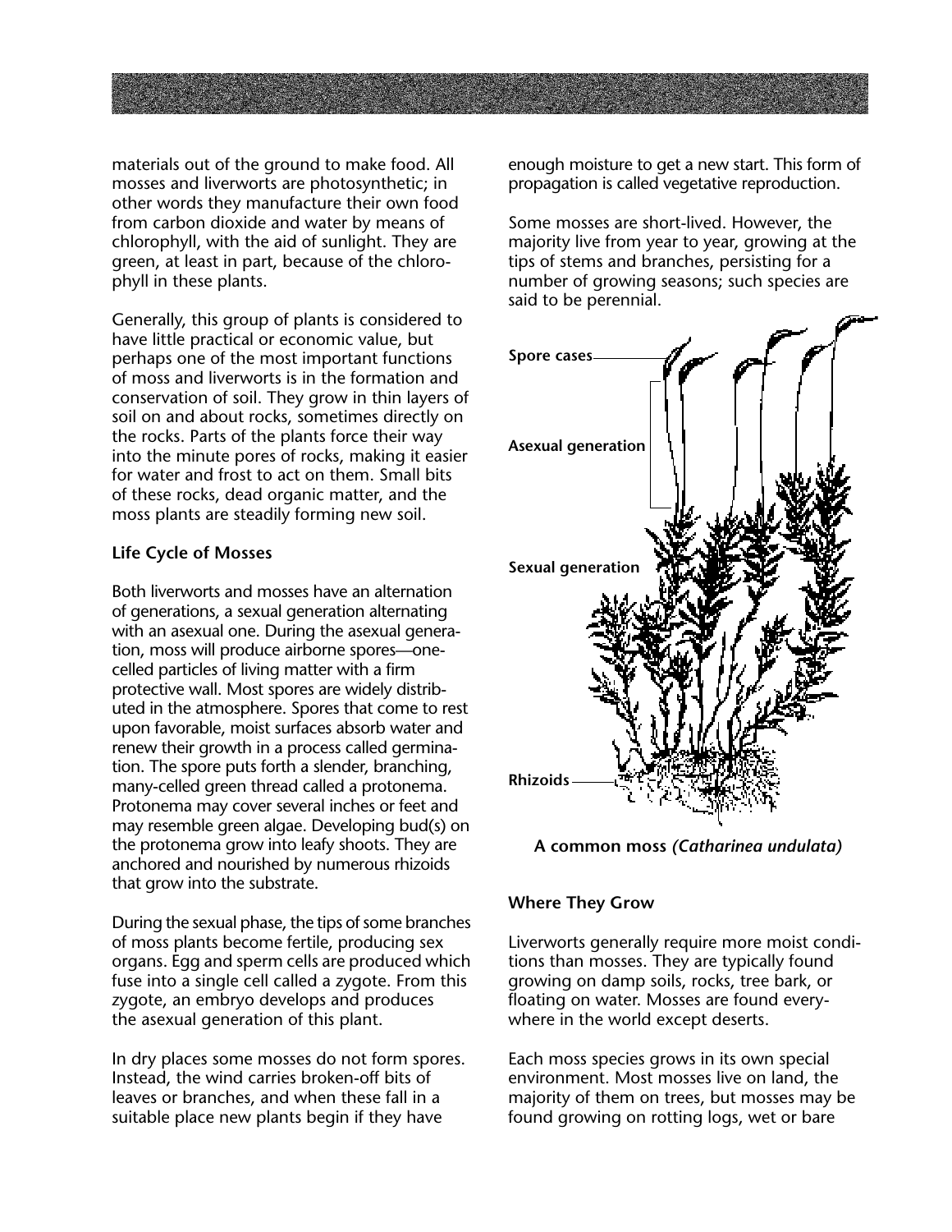materials out of the ground to make food. All mosses and liverworts are photosynthetic; in other words they manufacture their own food from carbon dioxide and water by means of chlorophyll, with the aid of sunlight. They are green, at least in part, because of the chlorophyll in these plants.

Generally, this group of plants is considered to have little practical or economic value, but perhaps one of the most important functions of moss and liverworts is in the formation and conservation of soil. They grow in thin layers of soil on and about rocks, sometimes directly on the rocks. Parts of the plants force their way into the minute pores of rocks, making it easier for water and frost to act on them. Small bits of these rocks, dead organic matter, and the moss plants are steadily forming new soil.

### Life Cycle of Mosses

Both liverworts and mosses have an alternation of generations, a sexual generation alternating with an asexual one. During the asexual generation, moss will produce airborne spores—one-celled particles of living matter with a firm protective wall. Most spores are widely distributed in the atmosphere. Spores that come to rest upon favorable, moist surfaces absorb water and renew their growth in a process called germination. The spore puts forth a slender, branching, many-celled green thread called a protonema. Protonema may cover several inches or feet and may resemble green algae. Developing bud(s) on the protonema grow into leafy shoots. They are anchored and nourished by numerous rhizoids that grow into the substrate.

During the sexual phase, the tips of some branches of moss plants become fertile, producing sex organs. Egg and sperm cells are produced which fuse into a single cell called a zygote. From this zygote, an embryo develops and produces the asexual generation of this plant.

In dry places some mosses do not form spores. Instead, the wind carries broken-off bits of leaves or branches, and when these fall in a suitable place new plants begin if they have enough moisture to get a new start. This form of propagation is called vegetative reproduction.

Some mosses are short-lived. However, the majority live from year to year, growing at the tips of stems and branches, persisting for a number of growing seasons; such species are said to be perennial.

Spore cases

Asexual generation

Sexual generation

Rhizoids

**A common moss *(Catharinea undulata)***

### Where They Grow

Liverworts generally require more moist conditions than mosses. They are typically found growing on damp soils, rocks, tree bark, or floating on water. Mosses are found everywhere in the world except deserts.

Each moss species grows in its own special environment. Most mosses live on land, the majority of them on trees, but mosses may be found growing on rotting logs, wet or bare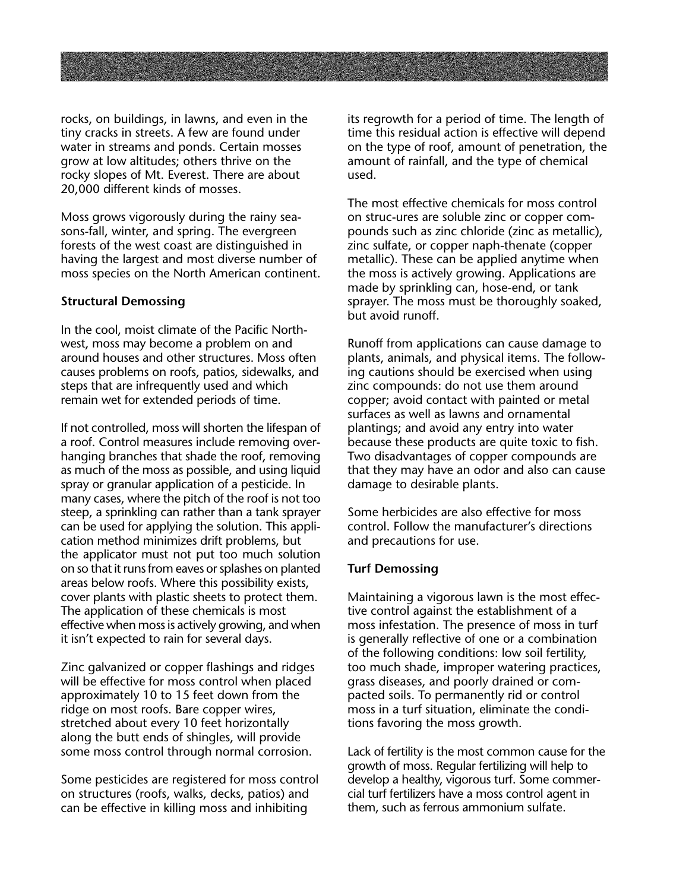rocks, on buildings, in lawns, and even in the tiny cracks in streets. A few are found under water in streams and ponds. Certain mosses grow at low altitudes; others thrive on the rocky slopes of Mt. Everest. There are about 20,000 different kinds of mosses.

Moss grows vigorously during the rainy seasons-fall, winter, and spring. The evergreen forests of the west coast are distinguished in having the largest and most diverse number of moss species on the North American continent.

**Structural Demossing**

In the cool, moist climate of the Pacific Northwest, moss may become a problem on and around houses and other structures. Moss often causes problems on roofs, patios, sidewalks, and steps that are infrequently used and which remain wet for extended periods of time.

If not controlled, moss will shorten the lifespan of a roof. Control measures include removing overhanging branches that shade the roof, removing as much of the moss as possible, and using liquid spray or granular application of a pesticide. In many cases, where the pitch of the roof is not too steep, a sprinkling can rather than a tank sprayer can be used for applying the solution. This application method minimizes drift problems, but the applicator must not put too much solution on so that it runs from eaves or splashes on planted areas below roofs. Where this possibility exists, cover plants with plastic sheets to protect them. The application of these chemicals is most effective when moss is actively growing, and when it isn't expected to rain for several days.

Zinc galvanized or copper flashings and ridges will be effective for moss control when placed approximately 10 to 15 feet down from the ridge on most roofs. Bare copper wires, stretched about every 10 feet horizontally along the butt ends of shingles, will provide some moss control through normal corrosion.

Some pesticides are registered for moss control on structures (roofs, walks, decks, patios) and can be effective in killing moss and inhibiting its regrowth for a period of time. The length of time this residual action is effective will depend on the type of roof, amount of penetration, the amount of rainfall, and the type of chemical used.

The most effective chemicals for moss control on struc-ures are soluble zinc or copper compounds such as zinc chloride (zinc as metallic), zinc sulfate, or copper naph-thenate (copper metallic). These can be applied anytime when the moss is actively growing. Applications are made by sprinkling can, hose-end, or tank sprayer. The moss must be thoroughly soaked, but avoid runoff.

Runoff from applications can cause damage to plants, animals, and physical items. The following cautions should be exercised when using zinc compounds: do not use them around copper; avoid contact with painted or metal surfaces as well as lawns and ornamental plantings; and avoid any entry into water because these products are quite toxic to fish. Two disadvantages of copper compounds are that they may have an odor and also can cause damage to desirable plants.

Some herbicides are also effective for moss control. Follow the manufacturer's directions and precautions for use.

**Turf Demossing**

Maintaining a vigorous lawn is the most effective control against the establishment of a moss infestation. The presence of moss in turf is generally reflective of one or a combination of the following conditions: low soil fertility, too much shade, improper watering practices, grass diseases, and poorly drained or compacted soils. To permanently rid or control moss in a turf situation, eliminate the conditions favoring the moss growth.

Lack of fertility is the most common cause for the growth of moss. Regular fertilizing will help to develop a healthy, vigorous turf. Some commercial turf fertilizers have a moss control agent in them, such as ferrous ammonium sulfate.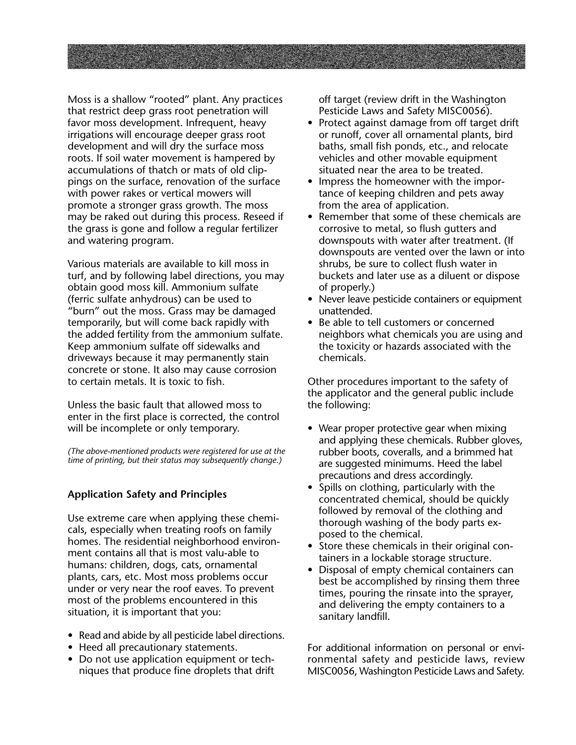Moss is a shallow "rooted" plant. Any practices that restrict deep grass root penetration will favor moss development. Infrequent, heavy irrigations will encourage deeper grass root development and will dry the surface moss roots. If soil water movement is hampered by accumulations of thatch or mats of old clippings on the surface, renovation of the surface with power rakes or vertical mowers will promote a stronger grass growth. The moss may be raked out during this process. Reseed if the grass is gone and follow a regular fertilizer and watering program.

Various materials are available to kill moss in turf, and by following label directions, you may obtain good moss kill. Ammonium sulfate (ferric sulfate anhydrous) can be used to "burn" out the moss. Grass may be damaged temporarily, but will come back rapidly with the added fertility from the ammonium sulfate. Keep ammonium sulfate off sidewalks and driveways because it may permanently stain concrete or stone. It also may cause corrosion to certain metals. It is toxic to fish.

Unless the basic fault that allowed moss to enter in the first place is corrected, the control will be incomplete or only temporary.

*(The above-mentioned products were registered for use at the time of printing, but their status may subsequently change.)*

### Application Safety and Principles

Use extreme care when applying these chemicals, especially when treating roofs on family homes. The residential neighborhood environment contains all that is most valu-able to humans: children, dogs, cats, ornamental plants, cars, etc. Most moss problems occur under or very near the roof eaves. To prevent most of the problems encountered in this situation, it is important that you:

- Read and abide by all pesticide label directions.
- Heed all precautionary statements.
- Do not use application equipment or techniques that produce fine droplets that drift off target (review drift in the Washington Pesticide Laws and Safety MISC0056).
- Protect against damage from off target drift or runoff, cover all ornamental plants, bird baths, small fish ponds, etc., and relocate vehicles and other movable equipment situated near the area to be treated.
- Impress the homeowner with the importance of keeping children and pets away from the area of application.
- Remember that some of these chemicals are corrosive to metal, so flush gutters and downspouts with water after treatment. (If downspouts are vented over the lawn or into shrubs, be sure to collect flush water in buckets and later use as a diluent or dispose of properly.)
- Never leave pesticide containers or equipment unattended.
- Be able to tell customers or concerned neighbors what chemicals you are using and the toxicity or hazards associated with the chemicals.

Other procedures important to the safety of the applicator and the general public include the following:

- Wear proper protective gear when mixing and applying these chemicals. Rubber gloves, rubber boots, coveralls, and a brimmed hat are suggested minimums. Heed the label precautions and dress accordingly.
- Spills on clothing, particularly with the concentrated chemical, should be quickly followed by removal of the clothing and thorough washing of the body parts exposed to the chemical.
- Store these chemicals in their original containers in a lockable storage structure.
- Disposal of empty chemical containers can best be accomplished by rinsing them three times, pouring the rinsate into the sprayer, and delivering the empty containers to a sanitary landfill.

For additional information on personal or environmental safety and pesticide laws, review MISC0056, Washington Pesticide Laws and Safety.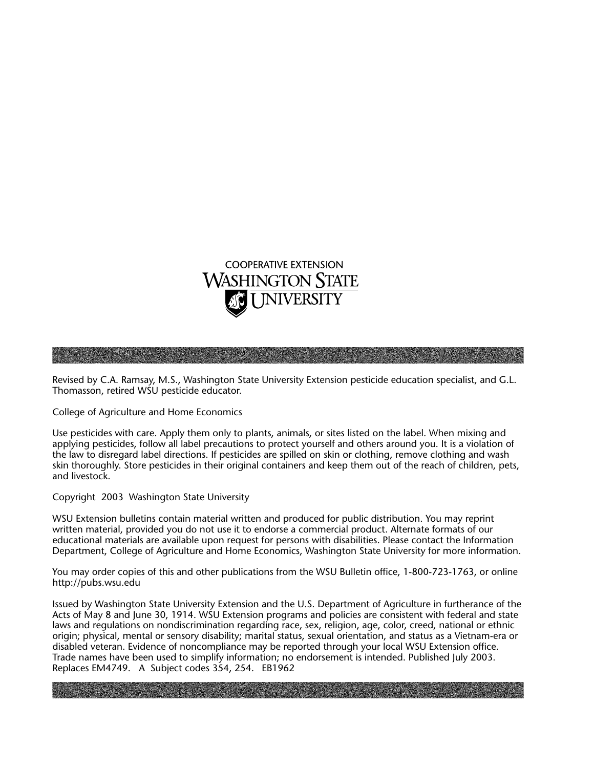COOPERATIVE EXTENSION

WASHINGTON STATE UNIVERSITY

Revised by C.A. Ramsay, M.S., Washington State University Extension pesticide education specialist, and G.L. Thomasson, retired WSU pesticide educator.

College of Agriculture and Home Economics

Use pesticides with care. Apply them only to plants, animals, or sites listed on the label. When mixing and applying pesticides, follow all label precautions to protect yourself and others around you. It is a violation of the law to disregard label directions. If pesticides are spilled on skin or clothing, remove clothing and wash skin thoroughly. Store pesticides in their original containers and keep them out of the reach of children, pets, and livestock.

Copyright 2003 Washington State University

WSU Extension bulletins contain material written and produced for public distribution. You may reprint written material, provided you do not use it to endorse a commercial product. Alternate formats of our educational materials are available upon request for persons with disabilities. Please contact the Information Department, College of Agriculture and Home Economics, Washington State University for more information.

You may order copies of this and other publications from the WSU Bulletin office, 1-800-723-1763, or online http://pubs.wsu.edu

Issued by Washington State University Extension and the U.S. Department of Agriculture in furtherance of the Acts of May 8 and June 30, 1914. WSU Extension programs and policies are consistent with federal and state laws and regulations on nondiscrimination regarding race, sex, religion, age, color, creed, national or ethnic origin; physical, mental or sensory disability; marital status, sexual orientation, and status as a Vietnam-era or disabled veteran. Evidence of noncompliance may be reported through your local WSU Extension office. Trade names have been used to simplify information; no endorsement is intended. Published July 2003. Replaces EM4749. A Subject codes 354, 254. EB1962